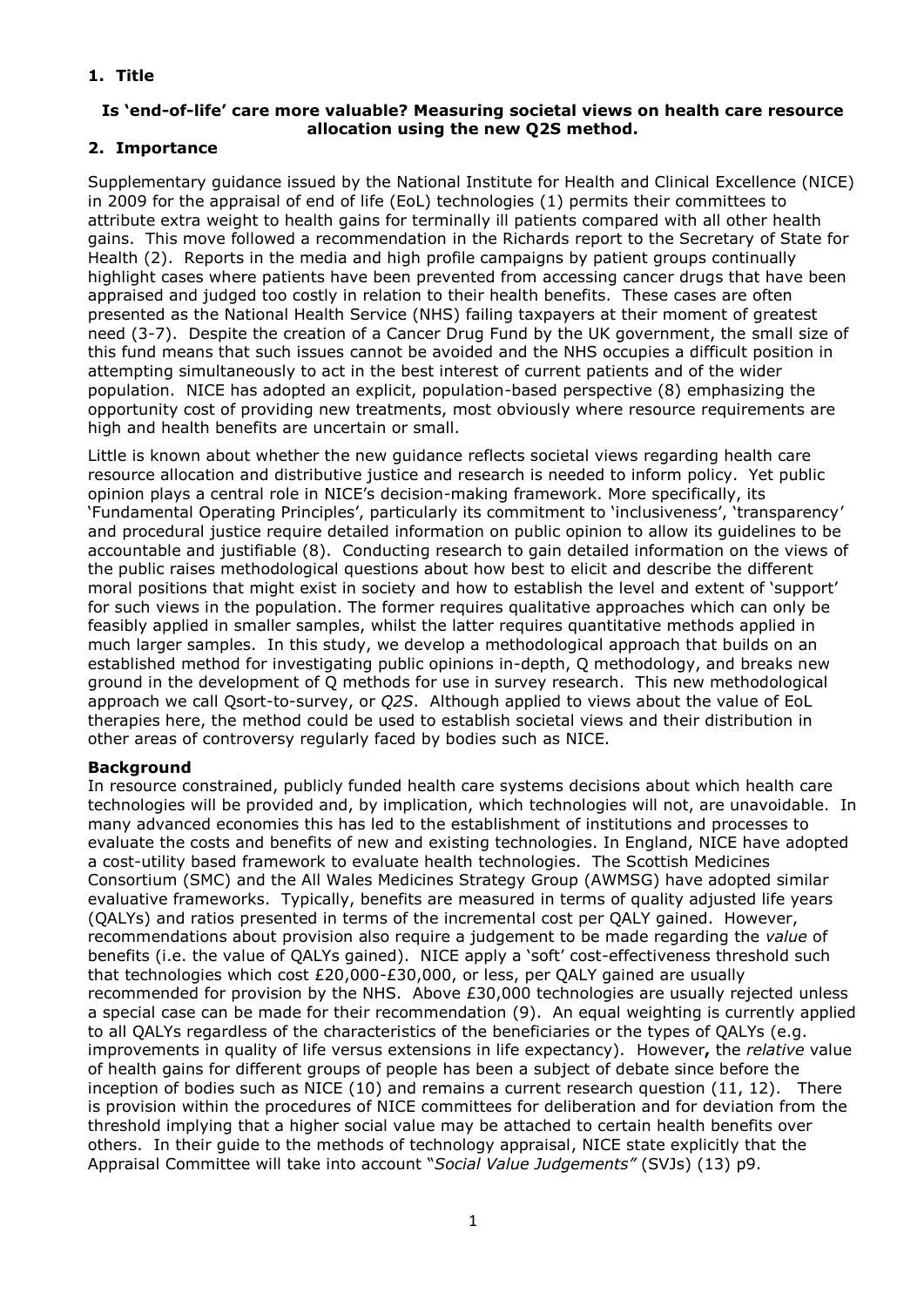## 1. Title

### Is 'end-of-life' care more valuable? Measuring societal views on health care resource allocation using the new Q2S method.

## 2. Importance

Supplementary guidance issued by the National Institute for Health and Clinical Excellence (NICE) in 2009 for the appraisal of end of life (EoL) technologies (1) permits their committees to attribute extra weight to health gains for terminally ill patients compared with all other health gains. This move followed a recommendation in the Richards report to the Secretary of State for Health (2). Reports in the media and high profile campaigns by patient groups continually highlight cases where patients have been prevented from accessing cancer drugs that have been appraised and judged too costly in relation to their health benefits. These cases are often presented as the National Health Service (NHS) failing taxpayers at their moment of greatest need (3-7). Despite the creation of a Cancer Drug Fund by the UK government, the small size of this fund means that such issues cannot be avoided and the NHS occupies a difficult position in attempting simultaneously to act in the best interest of current patients and of the wider population. NICE has adopted an explicit, population-based perspective (8) emphasizing the opportunity cost of providing new treatments, most obviously where resource requirements are high and health benefits are uncertain or small.

Little is known about whether the new guidance reflects societal views regarding health care resource allocation and distributive justice and research is needed to inform policy. Yet public opinion plays a central role in NICE's decision-making framework. More specifically, its 'Fundamental Operating Principles', particularly its commitment to 'inclusiveness', 'transparency' and procedural justice require detailed information on public opinion to allow its guidelines to be accountable and justifiable (8). Conducting research to gain detailed information on the views of the public raises methodological questions about how best to elicit and describe the different moral positions that might exist in society and how to establish the level and extent of 'support' for such views in the population. The former requires qualitative approaches which can only be feasibly applied in smaller samples, whilst the latter requires quantitative methods applied in much larger samples. In this study, we develop a methodological approach that builds on an established method for investigating public opinions in-depth, Q methodology, and breaks new ground in the development of Q methods for use in survey research. This new methodological approach we call Qsort-to-survey, or *Q2S*. Although applied to views about the value of EoL therapies here, the method could be used to establish societal views and their distribution in other areas of controversy regularly faced by bodies such as NICE.

**Background**

In resource constrained, publicly funded health care systems decisions about which health care technologies will be provided and, by implication, which technologies will not, are unavoidable. In many advanced economies this has led to the establishment of institutions and processes to evaluate the costs and benefits of new and existing technologies. In England, NICE have adopted a cost-utility based framework to evaluate health technologies. The Scottish Medicines Consortium (SMC) and the All Wales Medicines Strategy Group (AWMSG) have adopted similar evaluative frameworks. Typically, benefits are measured in terms of quality adjusted life years (QALYs) and ratios presented in terms of the incremental cost per QALY gained. However, recommendations about provision also require a judgement to be made regarding the *value* of benefits (i.e. the value of QALYs gained). NICE apply a 'soft' cost-effectiveness threshold such that technologies which cost £20,000-£30,000, or less, per QALY gained are usually recommended for provision by the NHS. Above £30,000 technologies are usually rejected unless a special case can be made for their recommendation (9). An equal weighting is currently applied to all QALYs regardless of the characteristics of the beneficiaries or the types of QALYs (e.g. improvements in quality of life versus extensions in life expectancy). However**,** the *relative* value of health gains for different groups of people has been a subject of debate since before the inception of bodies such as NICE (10) and remains a current research question (11, 12). There is provision within the procedures of NICE committees for deliberation and for deviation from the threshold implying that a higher social value may be attached to certain health benefits over others. In their guide to the methods of technology appraisal, NICE state explicitly that the Appraisal Committee will take into account "*Social Value Judgements"* (SVJs) (13) p9.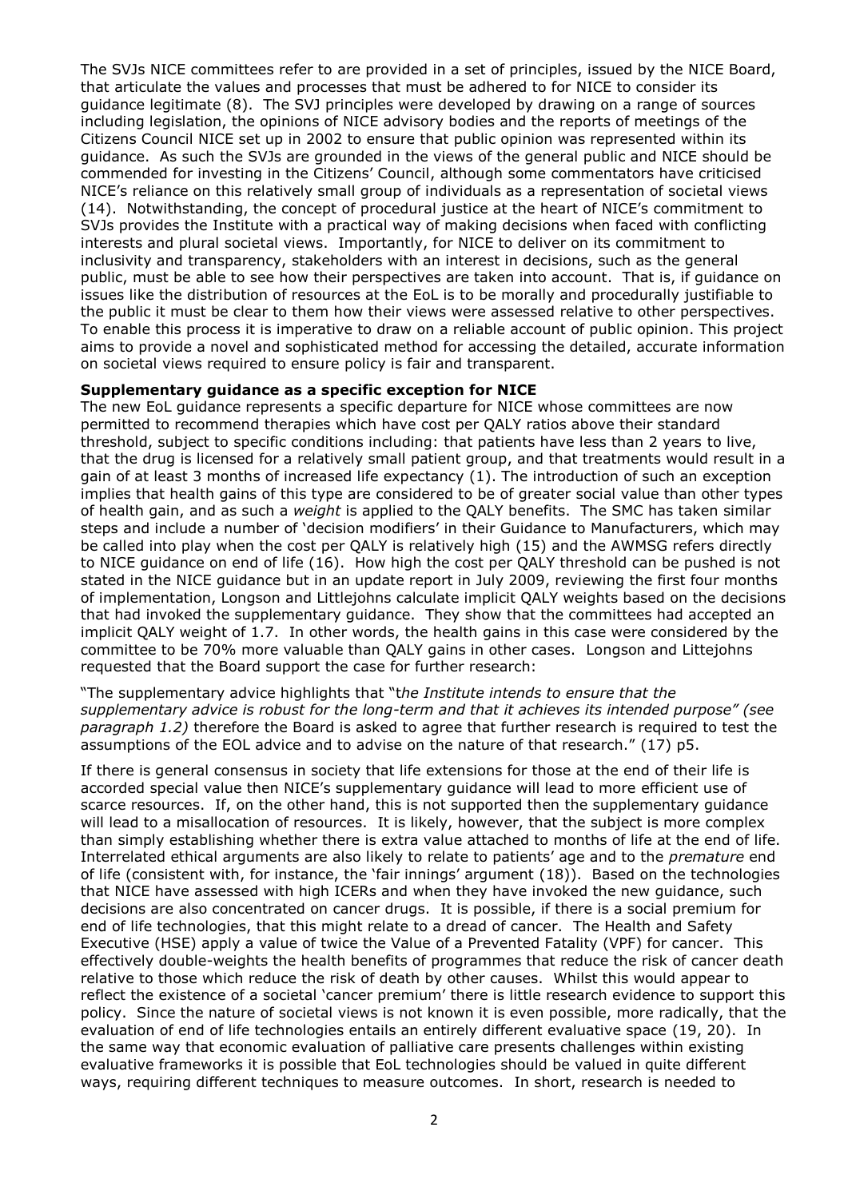The SVJs NICE committees refer to are provided in a set of principles, issued by the NICE Board, that articulate the values and processes that must be adhered to for NICE to consider its guidance legitimate (8). The SVJ principles were developed by drawing on a range of sources including legislation, the opinions of NICE advisory bodies and the reports of meetings of the Citizens Council NICE set up in 2002 to ensure that public opinion was represented within its guidance. As such the SVJs are grounded in the views of the general public and NICE should be commended for investing in the Citizens' Council, although some commentators have criticised NICE's reliance on this relatively small group of individuals as a representation of societal views (14). Notwithstanding, the concept of procedural justice at the heart of NICE's commitment to SVJs provides the Institute with a practical way of making decisions when faced with conflicting interests and plural societal views. Importantly, for NICE to deliver on its commitment to inclusivity and transparency, stakeholders with an interest in decisions, such as the general public, must be able to see how their perspectives are taken into account. That is, if guidance on issues like the distribution of resources at the EoL is to be morally and procedurally justifiable to the public it must be clear to them how their views were assessed relative to other perspectives. To enable this process it is imperative to draw on a reliable account of public opinion. This project aims to provide a novel and sophisticated method for accessing the detailed, accurate information on societal views required to ensure policy is fair and transparent.

**Supplementary guidance as a specific exception for NICE**

The new EoL guidance represents a specific departure for NICE whose committees are now permitted to recommend therapies which have cost per QALY ratios above their standard threshold, subject to specific conditions including: that patients have less than 2 years to live, that the drug is licensed for a relatively small patient group, and that treatments would result in a gain of at least 3 months of increased life expectancy (1). The introduction of such an exception implies that health gains of this type are considered to be of greater social value than other types of health gain, and as such a *weight* is applied to the QALY benefits. The SMC has taken similar steps and include a number of 'decision modifiers' in their Guidance to Manufacturers, which may be called into play when the cost per QALY is relatively high (15) and the AWMSG refers directly to NICE guidance on end of life (16). How high the cost per QALY threshold can be pushed is not stated in the NICE guidance but in an update report in July 2009, reviewing the first four months of implementation, Longson and Littlejohns calculate implicit QALY weights based on the decisions that had invoked the supplementary guidance. They show that the committees had accepted an implicit QALY weight of 1.7. In other words, the health gains in this case were considered by the committee to be 70% more valuable than QALY gains in other cases. Longson and Littejohns requested that the Board support the case for further research:

"The supplementary advice highlights that "*the Institute intends to ensure that the supplementary advice is robust for the long-term and that it achieves its intended purpose" (see paragraph 1.2)* therefore the Board is asked to agree that further research is required to test the assumptions of the EOL advice and to advise on the nature of that research." (17) p5.

If there is general consensus in society that life extensions for those at the end of their life is accorded special value then NICE's supplementary guidance will lead to more efficient use of scarce resources. If, on the other hand, this is not supported then the supplementary guidance will lead to a misallocation of resources. It is likely, however, that the subject is more complex than simply establishing whether there is extra value attached to months of life at the end of life. Interrelated ethical arguments are also likely to relate to patients' age and to the *premature* end of life (consistent with, for instance, the 'fair innings' argument (18)). Based on the technologies that NICE have assessed with high ICERs and when they have invoked the new guidance, such decisions are also concentrated on cancer drugs. It is possible, if there is a social premium for end of life technologies, that this might relate to a dread of cancer. The Health and Safety Executive (HSE) apply a value of twice the Value of a Prevented Fatality (VPF) for cancer. This effectively double-weights the health benefits of programmes that reduce the risk of cancer death relative to those which reduce the risk of death by other causes. Whilst this would appear to reflect the existence of a societal 'cancer premium' there is little research evidence to support this policy. Since the nature of societal views is not known it is even possible, more radically, that the evaluation of end of life technologies entails an entirely different evaluative space (19, 20). In the same way that economic evaluation of palliative care presents challenges within existing evaluative frameworks it is possible that EoL technologies should be valued in quite different ways, requiring different techniques to measure outcomes. In short, research is needed to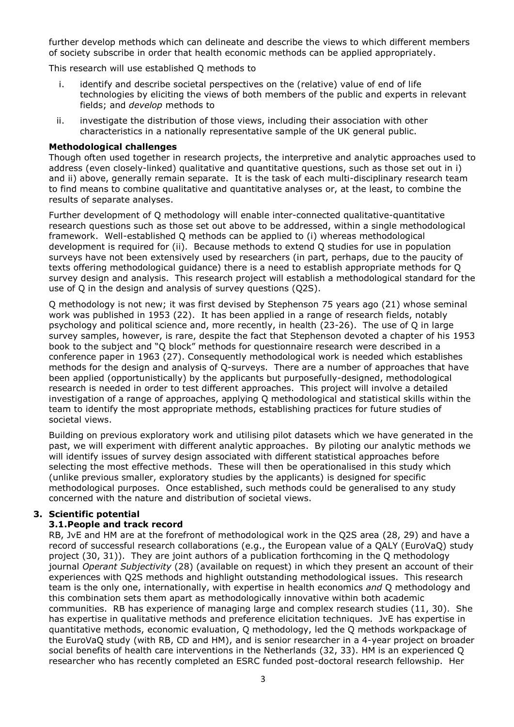further develop methods which can delineate and describe the views to which different members of society subscribe in order that health economic methods can be applied appropriately.

This research will use established Q methods to

i. identify and describe societal perspectives on the (relative) value of end of life technologies by eliciting the views of both members of the public and experts in relevant fields; and *develop* methods to

ii. investigate the distribution of those views, including their association with other characteristics in a nationally representative sample of the UK general public.

**Methodological challenges**

Though often used together in research projects, the interpretive and analytic approaches used to address (even closely-linked) qualitative and quantitative questions, such as those set out in i) and ii) above, generally remain separate. It is the task of each multi-disciplinary research team to find means to combine qualitative and quantitative analyses or, at the least, to combine the results of separate analyses.

Further development of Q methodology will enable inter-connected qualitative-quantitative research questions such as those set out above to be addressed, within a single methodological framework. Well-established Q methods can be applied to (i) whereas methodological development is required for (ii). Because methods to extend Q studies for use in population surveys have not been extensively used by researchers (in part, perhaps, due to the paucity of texts offering methodological guidance) there is a need to establish appropriate methods for Q survey design and analysis. This research project will establish a methodological standard for the use of Q in the design and analysis of survey questions (Q2S).

Q methodology is not new; it was first devised by Stephenson 75 years ago (21) whose seminal work was published in 1953 (22). It has been applied in a range of research fields, notably psychology and political science and, more recently, in health (23-26). The use of Q in large survey samples, however, is rare, despite the fact that Stephenson devoted a chapter of his 1953 book to the subject and "Q block" methods for questionnaire research were described in a conference paper in 1963 (27). Consequently methodological work is needed which establishes methods for the design and analysis of Q-surveys. There are a number of approaches that have been applied (opportunistically) by the applicants but purposefully-designed, methodological research is needed in order to test different approaches. This project will involve a detailed investigation of a range of approaches, applying Q methodological and statistical skills within the team to identify the most appropriate methods, establishing practices for future studies of societal views.

Building on previous exploratory work and utilising pilot datasets which we have generated in the past, we will experiment with different analytic approaches. By piloting our analytic methods we will identify issues of survey design associated with different statistical approaches before selecting the most effective methods. These will then be operationalised in this study which (unlike previous smaller, exploratory studies by the applicants) is designed for specific methodological purposes. Once established, such methods could be generalised to any study concerned with the nature and distribution of societal views.

## 3. Scientific potential

### 3.1. People and track record

RB, JvE and HM are at the forefront of methodological work in the Q2S area (28, 29) and have a record of successful research collaborations (e.g., the European value of a QALY (EuroVaQ) study project (30, 31)). They are joint authors of a publication forthcoming in the Q methodology journal *Operant Subjectivity* (28) (available on request) in which they present an account of their experiences with Q2S methods and highlight outstanding methodological issues. This research team is the only one, internationally, with expertise in health economics *and* Q methodology and this combination sets them apart as methodologically innovative within both academic communities. RB has experience of managing large and complex research studies (11, 30). She has expertise in qualitative methods and preference elicitation techniques. JvE has expertise in quantitative methods, economic evaluation, Q methodology, led the Q methods workpackage of the EuroVaQ study (with RB, CD and HM), and is senior researcher in a 4-year project on broader social benefits of health care interventions in the Netherlands (32, 33). HM is an experienced Q researcher who has recently completed an ESRC funded post-doctoral research fellowship. Her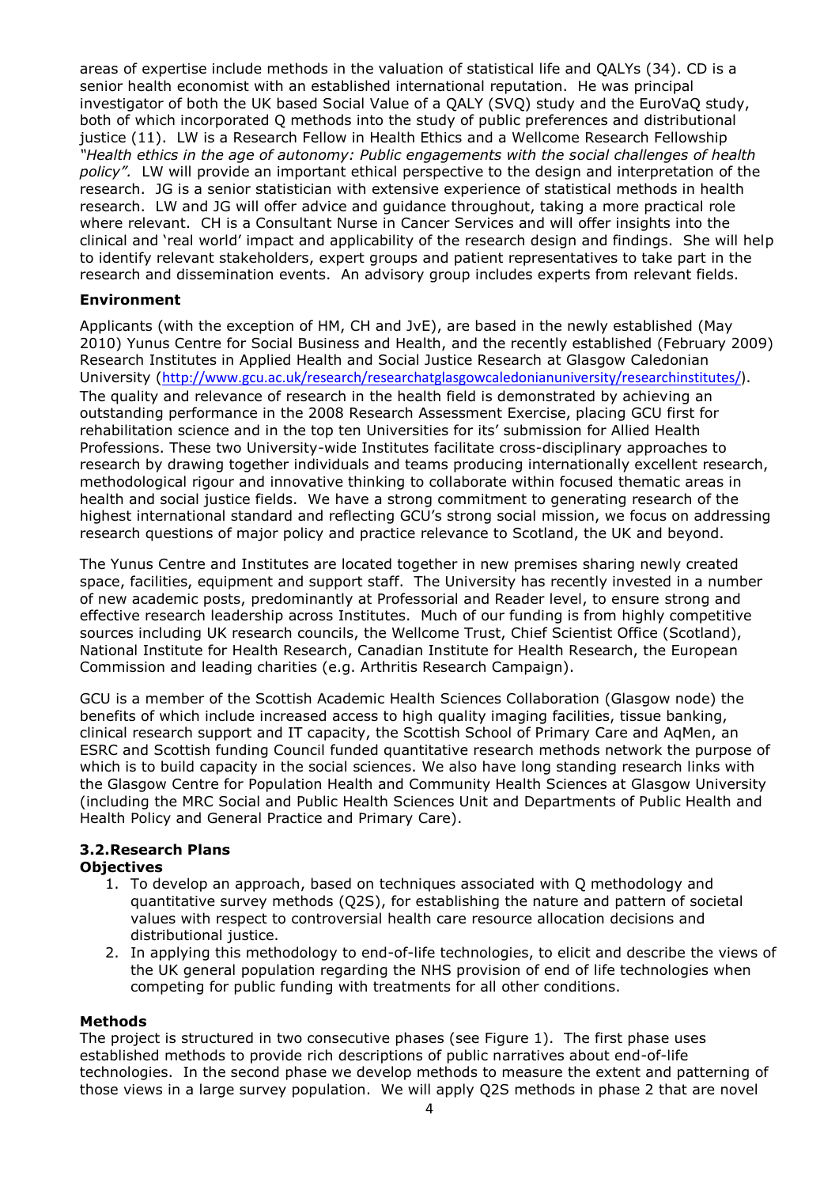areas of expertise include methods in the valuation of statistical life and QALYs (34). CD is a senior health economist with an established international reputation. He was principal investigator of both the UK based Social Value of a QALY (SVQ) study and the EuroVaQ study, both of which incorporated Q methods into the study of public preferences and distributional justice (11). LW is a Research Fellow in Health Ethics and a Wellcome Research Fellowship *"Health ethics in the age of autonomy: Public engagements with the social challenges of health policy".* LW will provide an important ethical perspective to the design and interpretation of the research. JG is a senior statistician with extensive experience of statistical methods in health research. LW and JG will offer advice and guidance throughout, taking a more practical role where relevant. CH is a Consultant Nurse in Cancer Services and will offer insights into the clinical and 'real world' impact and applicability of the research design and findings. She will help to identify relevant stakeholders, expert groups and patient representatives to take part in the research and dissemination events. An advisory group includes experts from relevant fields.

**Environment**

Applicants (with the exception of HM, CH and JvE), are based in the newly established (May 2010) Yunus Centre for Social Business and Health, and the recently established (February 2009) Research Institutes in Applied Health and Social Justice Research at Glasgow Caledonian University (http://www.gcu.ac.uk/research/researchatglasgowcaledonianuniversity/researchinstitutes/). The quality and relevance of research in the health field is demonstrated by achieving an outstanding performance in the 2008 Research Assessment Exercise, placing GCU first for rehabilitation science and in the top ten Universities for its' submission for Allied Health Professions. These two University-wide Institutes facilitate cross-disciplinary approaches to research by drawing together individuals and teams producing internationally excellent research, methodological rigour and innovative thinking to collaborate within focused thematic areas in health and social justice fields. We have a strong commitment to generating research of the highest international standard and reflecting GCU's strong social mission, we focus on addressing research questions of major policy and practice relevance to Scotland, the UK and beyond.

The Yunus Centre and Institutes are located together in new premises sharing newly created space, facilities, equipment and support staff. The University has recently invested in a number of new academic posts, predominantly at Professorial and Reader level, to ensure strong and effective research leadership across Institutes. Much of our funding is from highly competitive sources including UK research councils, the Wellcome Trust, Chief Scientist Office (Scotland), National Institute for Health Research, Canadian Institute for Health Research, the European Commission and leading charities (e.g. Arthritis Research Campaign).

GCU is a member of the Scottish Academic Health Sciences Collaboration (Glasgow node) the benefits of which include increased access to high quality imaging facilities, tissue banking, clinical research support and IT capacity, the Scottish School of Primary Care and AqMen, an ESRC and Scottish funding Council funded quantitative research methods network the purpose of which is to build capacity in the social sciences. We also have long standing research links with the Glasgow Centre for Population Health and Community Health Sciences at Glasgow University (including the MRC Social and Public Health Sciences Unit and Departments of Public Health and Health Policy and General Practice and Primary Care).

### 3.2. Research Plans

**Objectives**

1. To develop an approach, based on techniques associated with Q methodology and quantitative survey methods (Q2S), for establishing the nature and pattern of societal values with respect to controversial health care resource allocation decisions and distributional justice.
2. In applying this methodology to end-of-life technologies, to elicit and describe the views of the UK general population regarding the NHS provision of end of life technologies when competing for public funding with treatments for all other conditions.

**Methods**

The project is structured in two consecutive phases (see Figure 1). The first phase uses established methods to provide rich descriptions of public narratives about end-of-life technologies. In the second phase we develop methods to measure the extent and patterning of those views in a large survey population. We will apply Q2S methods in phase 2 that are novel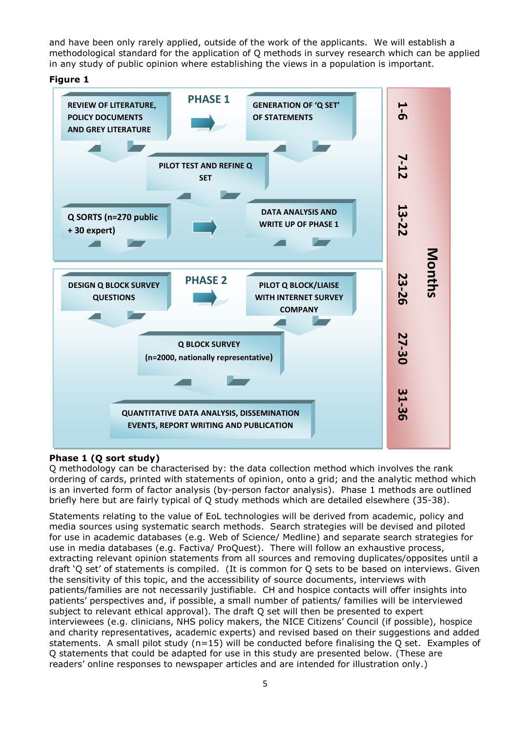and have been only rarely applied, outside of the work of the applicants. We will establish a methodological standard for the application of Q methods in survey research which can be applied in any study of public opinion where establishing the views in a population is important.

**Figure 1**

PHASE 1

REVIEW OF LITERATURE, POLICY DOCUMENTS AND GREY LITERATURE → GENERATION OF 'Q SET' OF STATEMENTS

PILOT TEST AND REFINE Q SET

Q SORTS (n=270 public + 30 expert) → DATA ANALYSIS AND WRITE UP OF PHASE 1

PHASE 2

DESIGN Q BLOCK SURVEY QUESTIONS → PILOT Q BLOCK/LIAISE WITH INTERNET SURVEY COMPANY

Q BLOCK SURVEY (n=2000, nationally representative)

QUANTITATIVE DATA ANALYSIS, DISSEMINATION EVENTS, REPORT WRITING AND PUBLICATION

Months: 1-6, 7-12, 13-22, 23-26, 27-30, 31-36

**Phase 1 (Q sort study)**

Q methodology can be characterised by: the data collection method which involves the rank ordering of cards, printed with statements of opinion, onto a grid; and the analytic method which is an inverted form of factor analysis (by-person factor analysis). Phase 1 methods are outlined briefly here but are fairly typical of Q study methods which are detailed elsewhere (35-38).

Statements relating to the value of EoL technologies will be derived from academic, policy and media sources using systematic search methods. Search strategies will be devised and piloted for use in academic databases (e.g. Web of Science/ Medline) and separate search strategies for use in media databases (e.g. Factiva/ ProQuest). There will follow an exhaustive process, extracting relevant opinion statements from all sources and removing duplicates/opposites until a draft 'Q set' of statements is compiled. (It is common for Q sets to be based on interviews. Given the sensitivity of this topic, and the accessibility of source documents, interviews with patients/families are not necessarily justifiable. CH and hospice contacts will offer insights into patients' perspectives and, if possible, a small number of patients/ families will be interviewed subject to relevant ethical approval). The draft Q set will then be presented to expert interviewees (e.g. clinicians, NHS policy makers, the NICE Citizens' Council (if possible), hospice and charity representatives, academic experts) and revised based on their suggestions and added statements. A small pilot study (n=15) will be conducted before finalising the Q set. Examples of Q statements that could be adapted for use in this study are presented below. (These are readers' online responses to newspaper articles and are intended for illustration only.)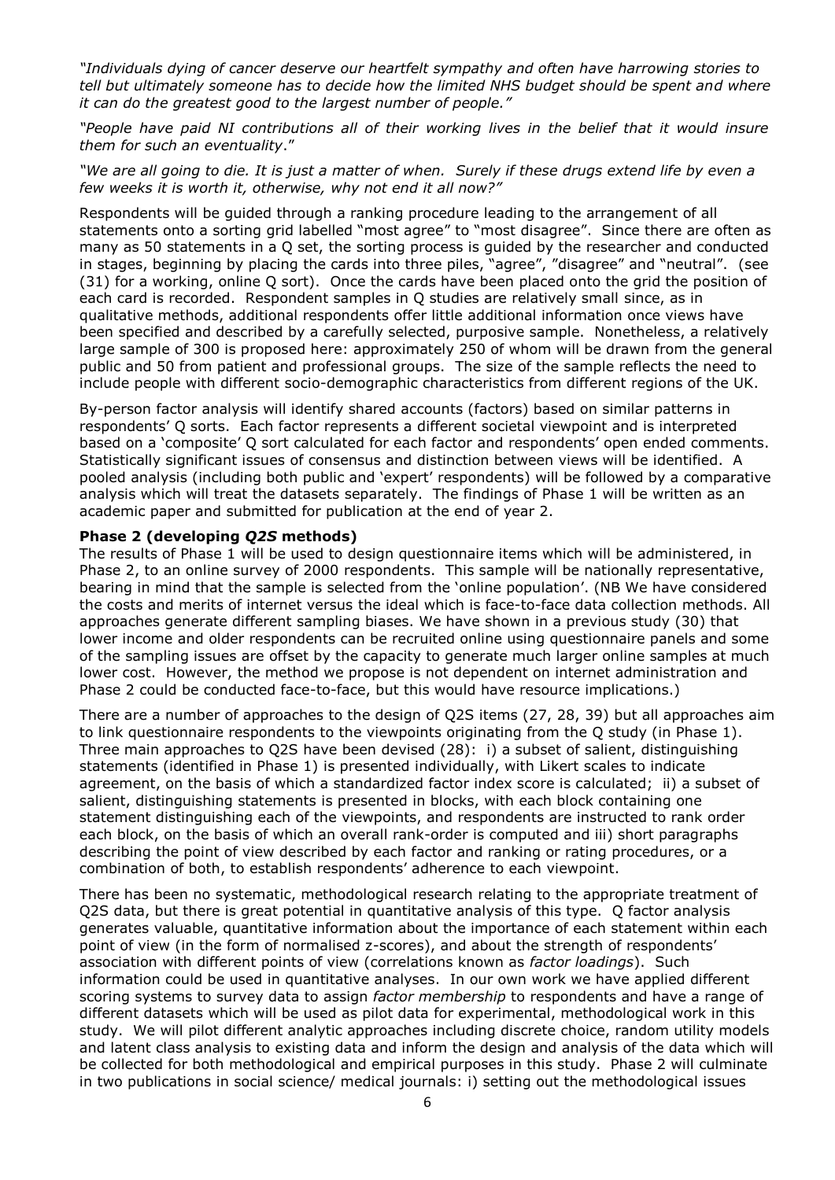*"Individuals dying of cancer deserve our heartfelt sympathy and often have harrowing stories to tell but ultimately someone has to decide how the limited NHS budget should be spent and where it can do the greatest good to the largest number of people."*

*"People have paid NI contributions all of their working lives in the belief that it would insure them for such an eventuality*."

*"We are all going to die. It is just a matter of when. Surely if these drugs extend life by even a few weeks it is worth it, otherwise, why not end it all now?"*

Respondents will be guided through a ranking procedure leading to the arrangement of all statements onto a sorting grid labelled "most agree" to "most disagree". Since there are often as many as 50 statements in a Q set, the sorting process is guided by the researcher and conducted in stages, beginning by placing the cards into three piles, "agree", "disagree" and "neutral". (see (31) for a working, online Q sort). Once the cards have been placed onto the grid the position of each card is recorded. Respondent samples in Q studies are relatively small since, as in qualitative methods, additional respondents offer little additional information once views have been specified and described by a carefully selected, purposive sample. Nonetheless, a relatively large sample of 300 is proposed here: approximately 250 of whom will be drawn from the general public and 50 from patient and professional groups. The size of the sample reflects the need to include people with different socio-demographic characteristics from different regions of the UK.

By-person factor analysis will identify shared accounts (factors) based on similar patterns in respondents' Q sorts. Each factor represents a different societal viewpoint and is interpreted based on a 'composite' Q sort calculated for each factor and respondents' open ended comments. Statistically significant issues of consensus and distinction between views will be identified. A pooled analysis (including both public and 'expert' respondents) will be followed by a comparative analysis which will treat the datasets separately. The findings of Phase 1 will be written as an academic paper and submitted for publication at the end of year 2.

**Phase 2 (developing *Q2S* methods)**

The results of Phase 1 will be used to design questionnaire items which will be administered, in Phase 2, to an online survey of 2000 respondents. This sample will be nationally representative, bearing in mind that the sample is selected from the 'online population'. (NB We have considered the costs and merits of internet versus the ideal which is face-to-face data collection methods. All approaches generate different sampling biases. We have shown in a previous study (30) that lower income and older respondents can be recruited online using questionnaire panels and some of the sampling issues are offset by the capacity to generate much larger online samples at much lower cost. However, the method we propose is not dependent on internet administration and Phase 2 could be conducted face-to-face, but this would have resource implications.)

There are a number of approaches to the design of Q2S items (27, 28, 39) but all approaches aim to link questionnaire respondents to the viewpoints originating from the Q study (in Phase 1). Three main approaches to Q2S have been devised (28): i) a subset of salient, distinguishing statements (identified in Phase 1) is presented individually, with Likert scales to indicate agreement, on the basis of which a standardized factor index score is calculated; ii) a subset of salient, distinguishing statements is presented in blocks, with each block containing one statement distinguishing each of the viewpoints, and respondents are instructed to rank order each block, on the basis of which an overall rank-order is computed and iii) short paragraphs describing the point of view described by each factor and ranking or rating procedures, or a combination of both, to establish respondents' adherence to each viewpoint.

There has been no systematic, methodological research relating to the appropriate treatment of Q2S data, but there is great potential in quantitative analysis of this type. Q factor analysis generates valuable, quantitative information about the importance of each statement within each point of view (in the form of normalised z-scores), and about the strength of respondents' association with different points of view (correlations known as *factor loadings*). Such information could be used in quantitative analyses. In our own work we have applied different scoring systems to survey data to assign *factor membership* to respondents and have a range of different datasets which will be used as pilot data for experimental, methodological work in this study. We will pilot different analytic approaches including discrete choice, random utility models and latent class analysis to existing data and inform the design and analysis of the data which will be collected for both methodological and empirical purposes in this study. Phase 2 will culminate in two publications in social science/ medical journals: i) setting out the methodological issues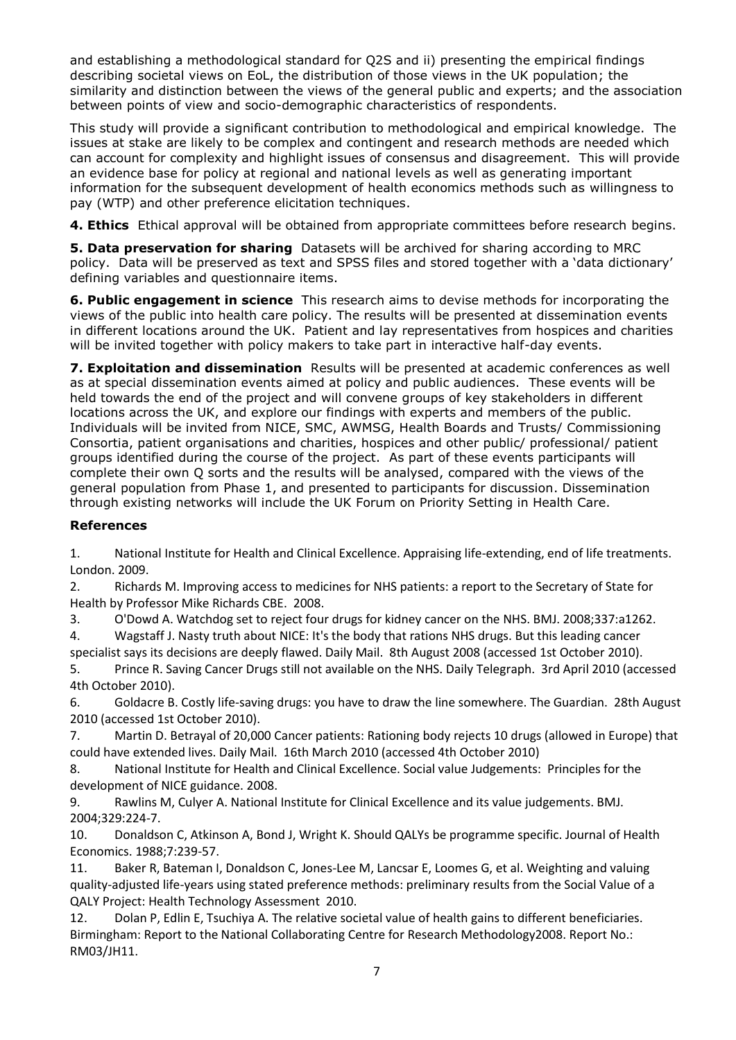and establishing a methodological standard for Q2S and ii) presenting the empirical findings describing societal views on EoL, the distribution of those views in the UK population; the similarity and distinction between the views of the general public and experts; and the association between points of view and socio-demographic characteristics of respondents.

This study will provide a significant contribution to methodological and empirical knowledge. The issues at stake are likely to be complex and contingent and research methods are needed which can account for complexity and highlight issues of consensus and disagreement. This will provide an evidence base for policy at regional and national levels as well as generating important information for the subsequent development of health economics methods such as willingness to pay (WTP) and other preference elicitation techniques.

**4. Ethics** Ethical approval will be obtained from appropriate committees before research begins.

**5. Data preservation for sharing** Datasets will be archived for sharing according to MRC policy. Data will be preserved as text and SPSS files and stored together with a 'data dictionary' defining variables and questionnaire items.

**6. Public engagement in science** This research aims to devise methods for incorporating the views of the public into health care policy. The results will be presented at dissemination events in different locations around the UK. Patient and lay representatives from hospices and charities will be invited together with policy makers to take part in interactive half-day events.

**7. Exploitation and dissemination** Results will be presented at academic conferences as well as at special dissemination events aimed at policy and public audiences. These events will be held towards the end of the project and will convene groups of key stakeholders in different locations across the UK, and explore our findings with experts and members of the public. Individuals will be invited from NICE, SMC, AWMSG, Health Boards and Trusts/ Commissioning Consortia, patient organisations and charities, hospices and other public/ professional/ patient groups identified during the course of the project. As part of these events participants will complete their own Q sorts and the results will be analysed, compared with the views of the general population from Phase 1, and presented to participants for discussion. Dissemination through existing networks will include the UK Forum on Priority Setting in Health Care.

### References

1. National Institute for Health and Clinical Excellence. Appraising life-extending, end of life treatments. London. 2009.
2. Richards M. Improving access to medicines for NHS patients: a report to the Secretary of State for Health by Professor Mike Richards CBE. 2008.
3. O'Dowd A. Watchdog set to reject four drugs for kidney cancer on the NHS. BMJ. 2008;337:a1262.
4. Wagstaff J. Nasty truth about NICE: It's the body that rations NHS drugs. But this leading cancer specialist says its decisions are deeply flawed. Daily Mail. 8th August 2008 (accessed 1st October 2010).
5. Prince R. Saving Cancer Drugs still not available on the NHS. Daily Telegraph. 3rd April 2010 (accessed 4th October 2010).
6. Goldacre B. Costly life-saving drugs: you have to draw the line somewhere. The Guardian. 28th August 2010 (accessed 1st October 2010).
7. Martin D. Betrayal of 20,000 Cancer patients: Rationing body rejects 10 drugs (allowed in Europe) that could have extended lives. Daily Mail. 16th March 2010 (accessed 4th October 2010)
8. National Institute for Health and Clinical Excellence. Social value Judgements: Principles for the development of NICE guidance. 2008.
9. Rawlins M, Culyer A. National Institute for Clinical Excellence and its value judgements. BMJ. 2004;329:224-7.
10. Donaldson C, Atkinson A, Bond J, Wright K. Should QALYs be programme specific. Journal of Health Economics. 1988;7:239-57.
11. Baker R, Bateman I, Donaldson C, Jones-Lee M, Lancsar E, Loomes G, et al. Weighting and valuing quality-adjusted life-years using stated preference methods: preliminary results from the Social Value of a QALY Project: Health Technology Assessment 2010.
12. Dolan P, Edlin E, Tsuchiya A. The relative societal value of health gains to different beneficiaries. Birmingham: Report to the National Collaborating Centre for Research Methodology2008. Report No.: RM03/JH11.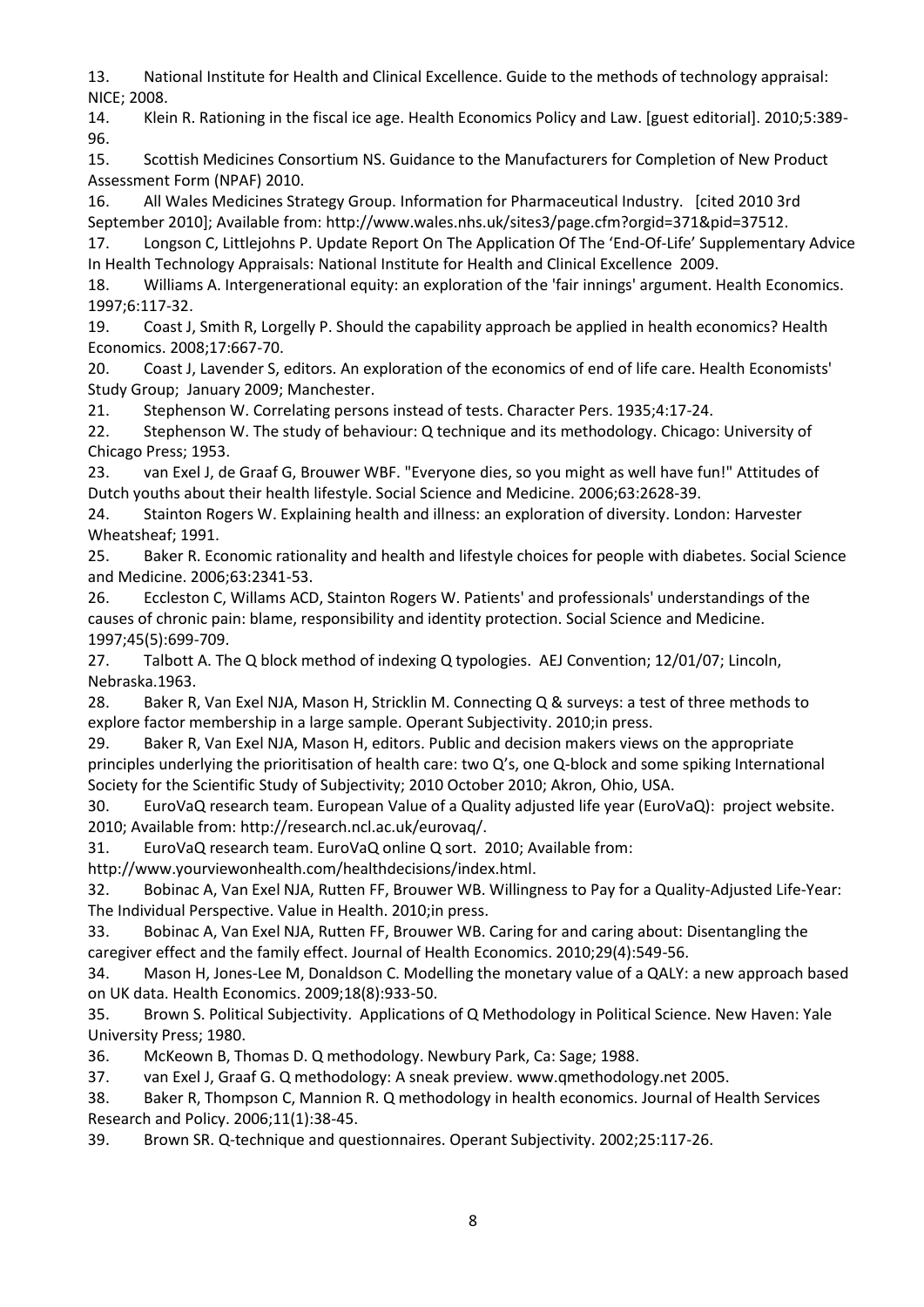13. National Institute for Health and Clinical Excellence. Guide to the methods of technology appraisal: NICE; 2008.
14. Klein R. Rationing in the fiscal ice age. Health Economics Policy and Law. [guest editorial]. 2010;5:389-96.
15. Scottish Medicines Consortium NS. Guidance to the Manufacturers for Completion of New Product Assessment Form (NPAF) 2010.
16. All Wales Medicines Strategy Group. Information for Pharmaceutical Industry. [cited 2010 3rd September 2010]; Available from: http://www.wales.nhs.uk/sites3/page.cfm?orgid=371&pid=37512.
17. Longson C, Littlejohns P. Update Report On The Application Of The 'End-Of-Life' Supplementary Advice In Health Technology Appraisals: National Institute for Health and Clinical Excellence 2009.
18. Williams A. Intergenerational equity: an exploration of the 'fair innings' argument. Health Economics. 1997;6:117-32.
19. Coast J, Smith R, Lorgelly P. Should the capability approach be applied in health economics? Health Economics. 2008;17:667-70.
20. Coast J, Lavender S, editors. An exploration of the economics of end of life care. Health Economists' Study Group; January 2009; Manchester.
21. Stephenson W. Correlating persons instead of tests. Character Pers. 1935;4:17-24.
22. Stephenson W. The study of behaviour: Q technique and its methodology. Chicago: University of Chicago Press; 1953.
23. van Exel J, de Graaf G, Brouwer WBF. "Everyone dies, so you might as well have fun!" Attitudes of Dutch youths about their health lifestyle. Social Science and Medicine. 2006;63:2628-39.
24. Stainton Rogers W. Explaining health and illness: an exploration of diversity. London: Harvester Wheatsheaf; 1991.
25. Baker R. Economic rationality and health and lifestyle choices for people with diabetes. Social Science and Medicine. 2006;63:2341-53.
26. Eccleston C, Willams ACD, Stainton Rogers W. Patients' and professionals' understandings of the causes of chronic pain: blame, responsibility and identity protection. Social Science and Medicine. 1997;45(5):699-709.
27. Talbott A. The Q block method of indexing Q typologies. AEJ Convention; 12/01/07; Lincoln, Nebraska.1963.
28. Baker R, Van Exel NJA, Mason H, Stricklin M. Connecting Q & surveys: a test of three methods to explore factor membership in a large sample. Operant Subjectivity. 2010;in press.
29. Baker R, Van Exel NJA, Mason H, editors. Public and decision makers views on the appropriate principles underlying the prioritisation of health care: two Q's, one Q-block and some spiking International Society for the Scientific Study of Subjectivity; 2010 October 2010; Akron, Ohio, USA.
30. EuroVaQ research team. European Value of a Quality adjusted life year (EuroVaQ): project website. 2010; Available from: http://research.ncl.ac.uk/eurovaq/.
31. EuroVaQ research team. EuroVaQ online Q sort. 2010; Available from: http://www.yourviewonhealth.com/healthdecisions/index.html.
32. Bobinac A, Van Exel NJA, Rutten FF, Brouwer WB. Willingness to Pay for a Quality-Adjusted Life-Year: The Individual Perspective. Value in Health. 2010;in press.
33. Bobinac A, Van Exel NJA, Rutten FF, Brouwer WB. Caring for and caring about: Disentangling the caregiver effect and the family effect. Journal of Health Economics. 2010;29(4):549-56.
34. Mason H, Jones-Lee M, Donaldson C. Modelling the monetary value of a QALY: a new approach based on UK data. Health Economics. 2009;18(8):933-50.
35. Brown S. Political Subjectivity. Applications of Q Methodology in Political Science. New Haven: Yale University Press; 1980.
36. McKeown B, Thomas D. Q methodology. Newbury Park, Ca: Sage; 1988.
37. van Exel J, Graaf G. Q methodology: A sneak preview. www.qmethodology.net 2005.
38. Baker R, Thompson C, Mannion R. Q methodology in health economics. Journal of Health Services Research and Policy. 2006;11(1):38-45.
39. Brown SR. Q-technique and questionnaires. Operant Subjectivity. 2002;25:117-26.